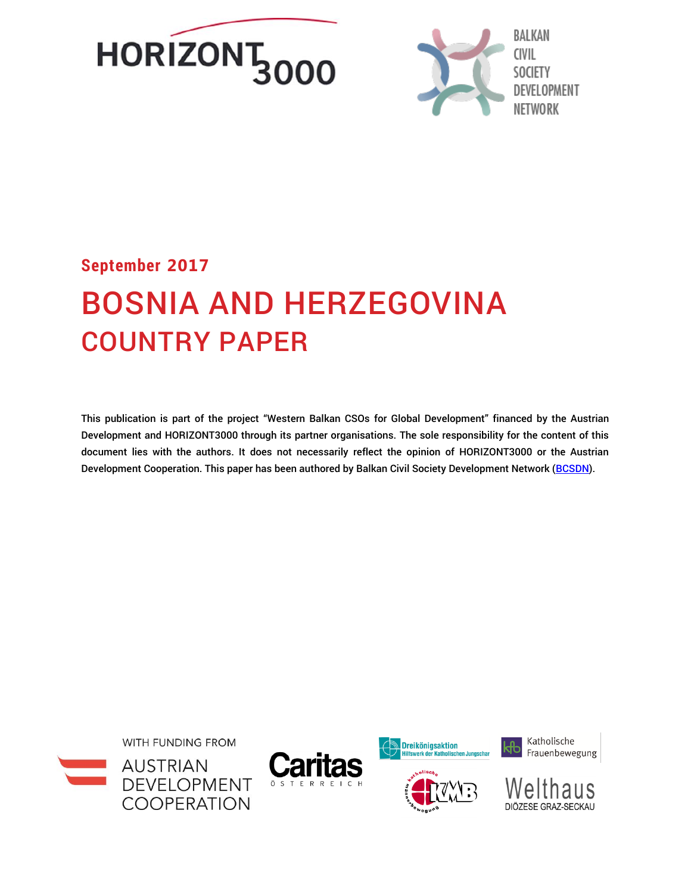HORIZONT3000

BALKAN CIVIL SOCIETY DEVELOPMENT NETWORK

**September 2017**

# BOSNIA AND HERZEGOVINA
## COUNTRY PAPER

**This publication is part of the project "Western Balkan CSOs for Global Development" financed by the Austrian Development and HORIZONT3000 through its partner organisations. The sole responsibility for the content of this document lies with the authors. It does not necessarily reflect the opinion of HORIZONT3000 or the Austrian Development Cooperation. This paper has been authored by Balkan Civil Society Development Network (BCSDN).**

WITH FUNDING FROM AUSTRIAN DEVELOPMENT COOPERATION

Caritas ÖSTERREICH

Dreikönigsaktion Hilfswerk der Katholischen Jungschar

Katholische Frauenbewegung

Katholische Männerbewegung KMB

Welthaus DIÖZESE GRAZ-SECKAU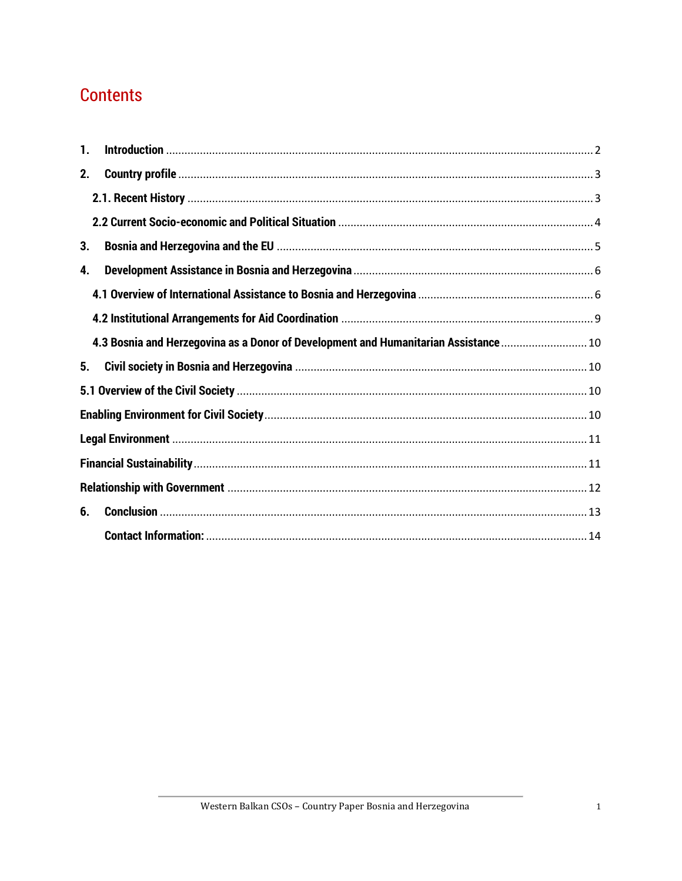# Contents

1. **Introduction** .......... 2
2. **Country profile** .......... 3
   - **2.1. Recent History** .......... 3
   - **2.2 Current Socio-economic and Political Situation** .......... 4
3. **Bosnia and Herzegovina and the EU** .......... 5
4. **Development Assistance in Bosnia and Herzegovina** .......... 6
   - **4.1 Overview of International Assistance to Bosnia and Herzegovina** .......... 6
   - **4.2 Institutional Arrangements for Aid Coordination** .......... 9
   - **4.3 Bosnia and Herzegovina as a Donor of Development and Humanitarian Assistance** .......... 10
5. **Civil society in Bosnia and Herzegovina** .......... 10

**5.1 Overview of the Civil Society** .......... 10

**Enabling Environment for Civil Society** .......... 10

**Legal Environment** .......... 11

**Financial Sustainability** .......... 11

**Relationship with Government** .......... 12

6. **Conclusion** .......... 13
   - **Contact Information:** .......... 14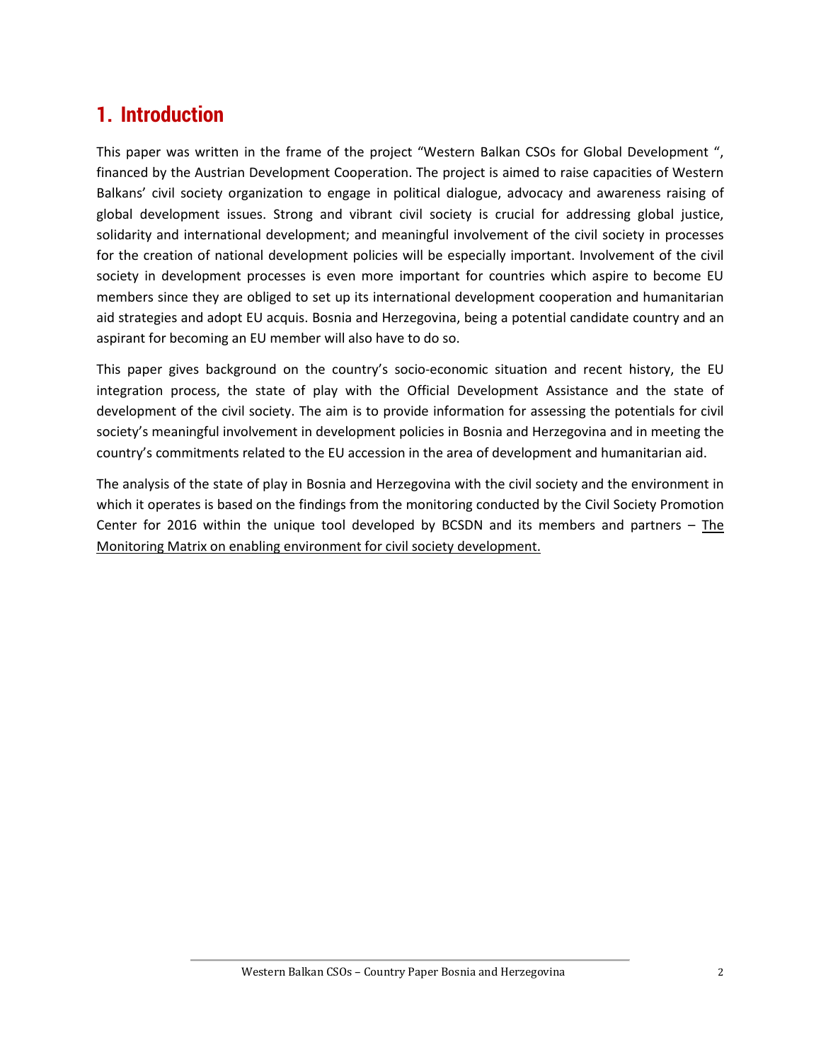# 1. Introduction

This paper was written in the frame of the project "Western Balkan CSOs for Global Development ", financed by the Austrian Development Cooperation. The project is aimed to raise capacities of Western Balkans' civil society organization to engage in political dialogue, advocacy and awareness raising of global development issues. Strong and vibrant civil society is crucial for addressing global justice, solidarity and international development; and meaningful involvement of the civil society in processes for the creation of national development policies will be especially important. Involvement of the civil society in development processes is even more important for countries which aspire to become EU members since they are obliged to set up its international development cooperation and humanitarian aid strategies and adopt EU acquis. Bosnia and Herzegovina, being a potential candidate country and an aspirant for becoming an EU member will also have to do so.

This paper gives background on the country's socio-economic situation and recent history, the EU integration process, the state of play with the Official Development Assistance and the state of development of the civil society. The aim is to provide information for assessing the potentials for civil society's meaningful involvement in development policies in Bosnia and Herzegovina and in meeting the country's commitments related to the EU accession in the area of development and humanitarian aid.

The analysis of the state of play in Bosnia and Herzegovina with the civil society and the environment in which it operates is based on the findings from the monitoring conducted by the Civil Society Promotion Center for 2016 within the unique tool developed by BCSDN and its members and partners – The Monitoring Matrix on enabling environment for civil society development.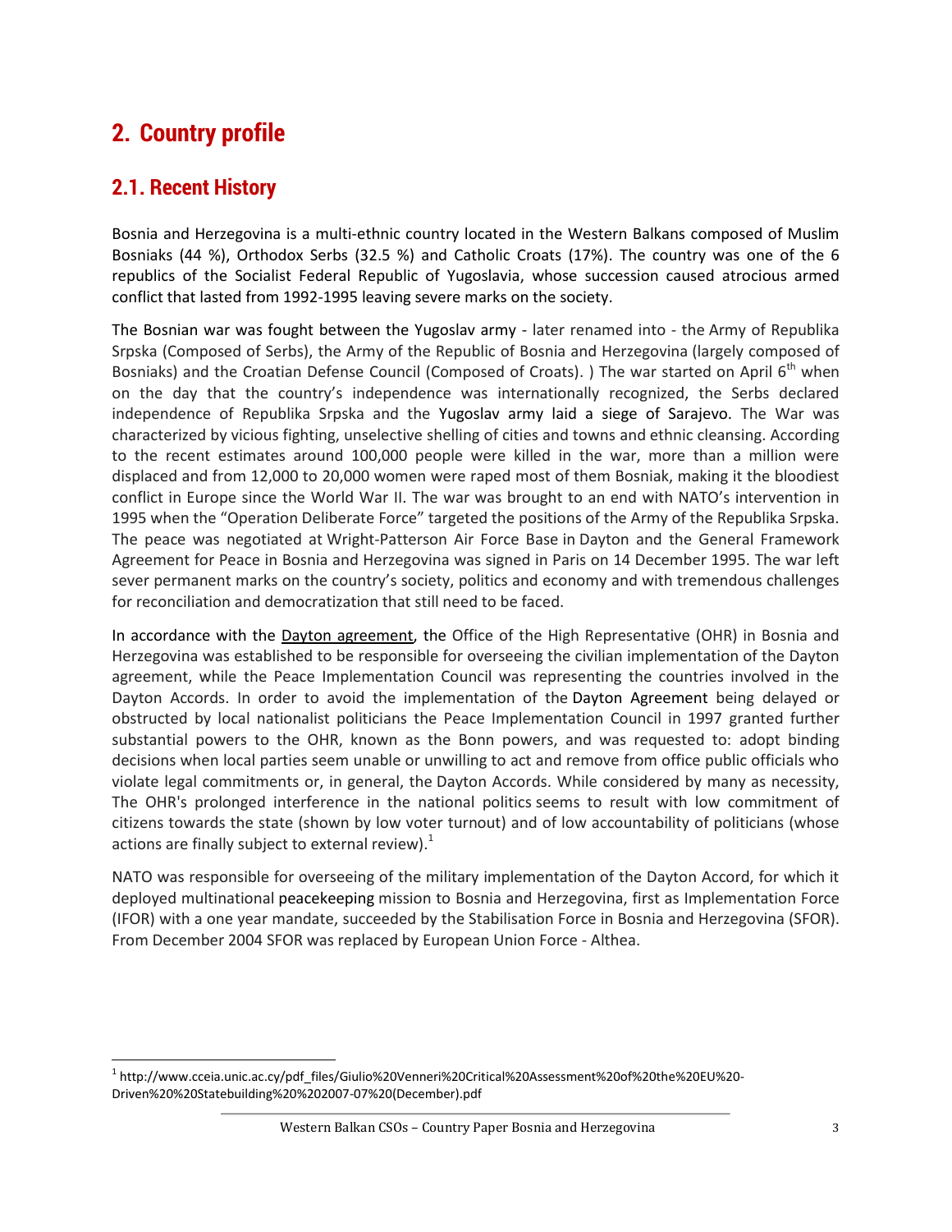# 2. Country profile

## 2.1. Recent History

Bosnia and Herzegovina is a multi-ethnic country located in the Western Balkans composed of Muslim Bosniaks (44 %), Orthodox Serbs (32.5 %) and Catholic Croats (17%). The country was one of the 6 republics of the Socialist Federal Republic of Yugoslavia, whose succession caused atrocious armed conflict that lasted from 1992-1995 leaving severe marks on the society.

The Bosnian war was fought between the Yugoslav army - later renamed into - the Army of Republika Srpska (Composed of Serbs), the Army of the Republic of Bosnia and Herzegovina (largely composed of Bosniaks) and the Croatian Defense Council (Composed of Croats). ) The war started on April 6th when on the day that the country's independence was internationally recognized, the Serbs declared independence of Republika Srpska and the Yugoslav army laid a siege of Sarajevo. The War was characterized by vicious fighting, unselective shelling of cities and towns and ethnic cleansing. According to the recent estimates around 100,000 people were killed in the war, more than a million were displaced and from 12,000 to 20,000 women were raped most of them Bosniak, making it the bloodiest conflict in Europe since the World War II. The war was brought to an end with NATO's intervention in 1995 when the "Operation Deliberate Force" targeted the positions of the Army of the Republika Srpska. The peace was negotiated at Wright-Patterson Air Force Base in Dayton and the General Framework Agreement for Peace in Bosnia and Herzegovina was signed in Paris on 14 December 1995. The war left sever permanent marks on the country's society, politics and economy and with tremendous challenges for reconciliation and democratization that still need to be faced.

In accordance with the Dayton agreement, the Office of the High Representative (OHR) in Bosnia and Herzegovina was established to be responsible for overseeing the civilian implementation of the Dayton agreement, while the Peace Implementation Council was representing the countries involved in the Dayton Accords. In order to avoid the implementation of the Dayton Agreement being delayed or obstructed by local nationalist politicians the Peace Implementation Council in 1997 granted further substantial powers to the OHR, known as the Bonn powers, and was requested to: adopt binding decisions when local parties seem unable or unwilling to act and remove from office public officials who violate legal commitments or, in general, the Dayton Accords. While considered by many as necessity, The OHR's prolonged interference in the national politics seems to result with low commitment of citizens towards the state (shown by low voter turnout) and of low accountability of politicians (whose actions are finally subject to external review).[1]

NATO was responsible for overseeing of the military implementation of the Dayton Accord, for which it deployed multinational peacekeeping mission to Bosnia and Herzegovina, first as Implementation Force (IFOR) with a one year mandate, succeeded by the Stabilisation Force in Bosnia and Herzegovina (SFOR). From December 2004 SFOR was replaced by European Union Force - Althea.

---

[1] http://www.cceia.unic.ac.cy/pdf_files/Giulio%20Venneri%20Critical%20Assessment%20of%20the%20EU%20-Driven%20%20Statebuilding%20%202007-07%20(December).pdf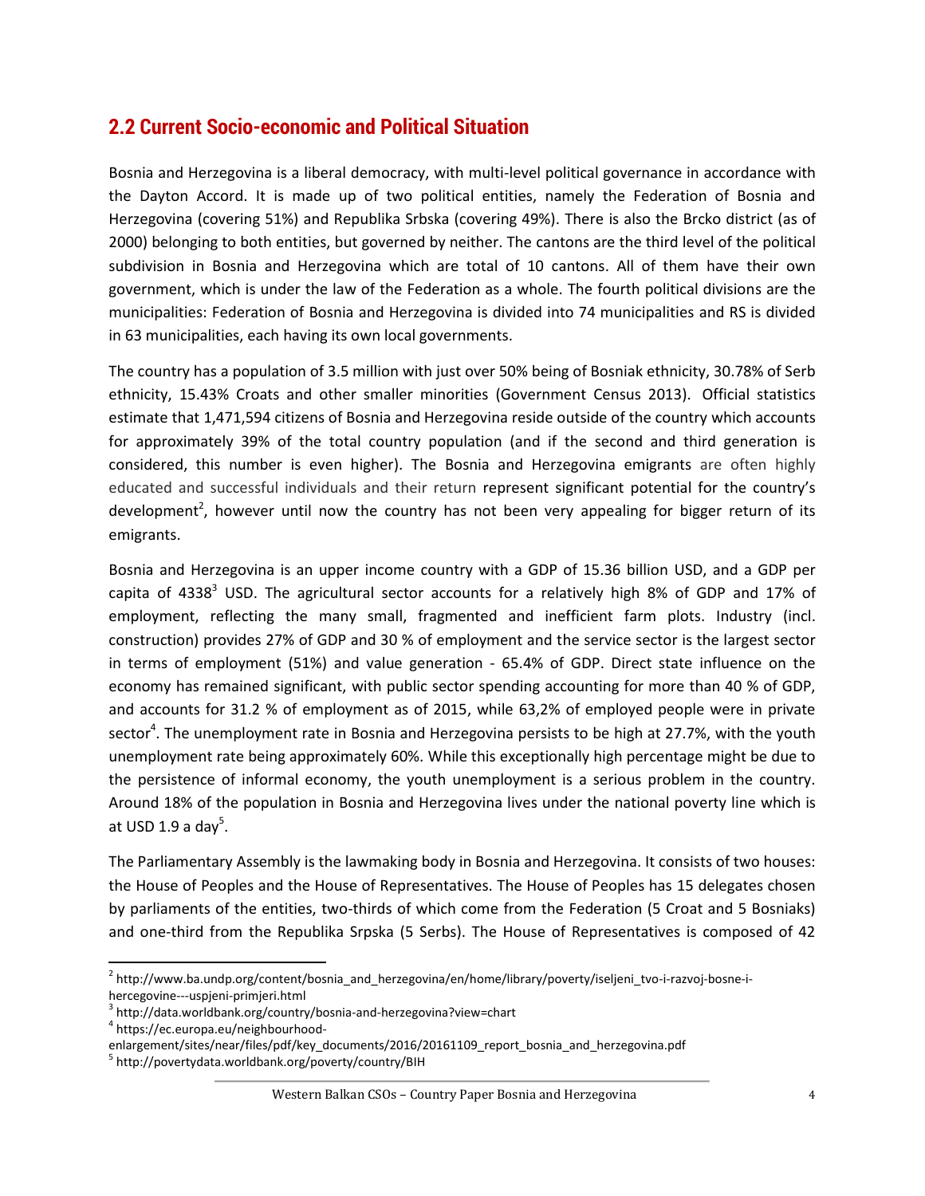## 2.2 Current Socio-economic and Political Situation

Bosnia and Herzegovina is a liberal democracy, with multi-level political governance in accordance with the Dayton Accord. It is made up of two political entities, namely the Federation of Bosnia and Herzegovina (covering 51%) and Republika Srbska (covering 49%). There is also the Brcko district (as of 2000) belonging to both entities, but governed by neither. The cantons are the third level of the political subdivision in Bosnia and Herzegovina which are total of 10 cantons. All of them have their own government, which is under the law of the Federation as a whole. The fourth political divisions are the municipalities: Federation of Bosnia and Herzegovina is divided into 74 municipalities and RS is divided in 63 municipalities, each having its own local governments.

The country has a population of 3.5 million with just over 50% being of Bosniak ethnicity, 30.78% of Serb ethnicity, 15.43% Croats and other smaller minorities (Government Census 2013). Official statistics estimate that 1,471,594 citizens of Bosnia and Herzegovina reside outside of the country which accounts for approximately 39% of the total country population (and if the second and third generation is considered, this number is even higher). The Bosnia and Herzegovina emigrants are often highly educated and successful individuals and their return represent significant potential for the country's development[2], however until now the country has not been very appealing for bigger return of its emigrants.

Bosnia and Herzegovina is an upper income country with a GDP of 15.36 billion USD, and a GDP per capita of 4338[3] USD. The agricultural sector accounts for a relatively high 8% of GDP and 17% of employment, reflecting the many small, fragmented and inefficient farm plots. Industry (incl. construction) provides 27% of GDP and 30 % of employment and the service sector is the largest sector in terms of employment (51%) and value generation - 65.4% of GDP. Direct state influence on the economy has remained significant, with public sector spending accounting for more than 40 % of GDP, and accounts for 31.2 % of employment as of 2015, while 63,2% of employed people were in private sector[4]. The unemployment rate in Bosnia and Herzegovina persists to be high at 27.7%, with the youth unemployment rate being approximately 60%. While this exceptionally high percentage might be due to the persistence of informal economy, the youth unemployment is a serious problem in the country. Around 18% of the population in Bosnia and Herzegovina lives under the national poverty line which is at USD 1.9 a day[5].

The Parliamentary Assembly is the lawmaking body in Bosnia and Herzegovina. It consists of two houses: the House of Peoples and the House of Representatives. The House of Peoples has 15 delegates chosen by parliaments of the entities, two-thirds of which come from the Federation (5 Croat and 5 Bosniaks) and one-third from the Republika Srpska (5 Serbs). The House of Representatives is composed of 42

---

[2] http://www.ba.undp.org/content/bosnia_and_herzegovina/en/home/library/poverty/iseljeni_tvo-i-razvoj-bosne-i-hercegovine---uspjeni-primjeri.html

[3] http://data.worldbank.org/country/bosnia-and-herzegovina?view=chart

[4] https://ec.europa.eu/neighbourhood-enlargement/sites/near/files/pdf/key_documents/2016/20161109_report_bosnia_and_herzegovina.pdf

[5] http://povertydata.worldbank.org/poverty/country/BIH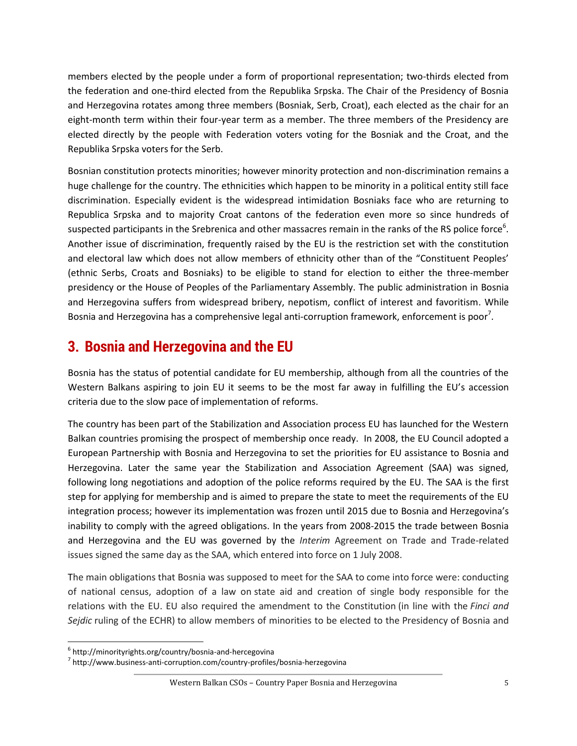members elected by the people under a form of proportional representation; two-thirds elected from the federation and one-third elected from the Republika Srpska. The Chair of the Presidency of Bosnia and Herzegovina rotates among three members (Bosniak, Serb, Croat), each elected as the chair for an eight-month term within their four-year term as a member. The three members of the Presidency are elected directly by the people with Federation voters voting for the Bosniak and the Croat, and the Republika Srpska voters for the Serb.

Bosnian constitution protects minorities; however minority protection and non-discrimination remains a huge challenge for the country. The ethnicities which happen to be minority in a political entity still face discrimination. Especially evident is the widespread intimidation Bosniaks face who are returning to Republica Srpska and to majority Croat cantons of the federation even more so since hundreds of suspected participants in the Srebrenica and other massacres remain in the ranks of the RS police force[6]. Another issue of discrimination, frequently raised by the EU is the restriction set with the constitution and electoral law which does not allow members of ethnicity other than of the "Constituent Peoples' (ethnic Serbs, Croats and Bosniaks) to be eligible to stand for election to either the three-member presidency or the House of Peoples of the Parliamentary Assembly. The public administration in Bosnia and Herzegovina suffers from widespread bribery, nepotism, conflict of interest and favoritism. While Bosnia and Herzegovina has a comprehensive legal anti-corruption framework, enforcement is poor[7].

## 3. Bosnia and Herzegovina and the EU

Bosnia has the status of potential candidate for EU membership, although from all the countries of the Western Balkans aspiring to join EU it seems to be the most far away in fulfilling the EU's accession criteria due to the slow pace of implementation of reforms.

The country has been part of the Stabilization and Association process EU has launched for the Western Balkan countries promising the prospect of membership once ready. In 2008, the EU Council adopted a European Partnership with Bosnia and Herzegovina to set the priorities for EU assistance to Bosnia and Herzegovina. Later the same year the Stabilization and Association Agreement (SAA) was signed, following long negotiations and adoption of the police reforms required by the EU. The SAA is the first step for applying for membership and is aimed to prepare the state to meet the requirements of the EU integration process; however its implementation was frozen until 2015 due to Bosnia and Herzegovina's inability to comply with the agreed obligations. In the years from 2008-2015 the trade between Bosnia and Herzegovina and the EU was governed by the *Interim* Agreement on Trade and Trade-related issues signed the same day as the SAA, which entered into force on 1 July 2008.

The main obligations that Bosnia was supposed to meet for the SAA to come into force were: conducting of national census, adoption of a law on state aid and creation of single body responsible for the relations with the EU. EU also required the amendment to the Constitution (in line with the *Finci and Sejdic* ruling of the ECHR) to allow members of minorities to be elected to the Presidency of Bosnia and

---

[6] http://minorityrights.org/country/bosnia-and-hercegovina

[7] http://www.business-anti-corruption.com/country-profiles/bosnia-herzegovina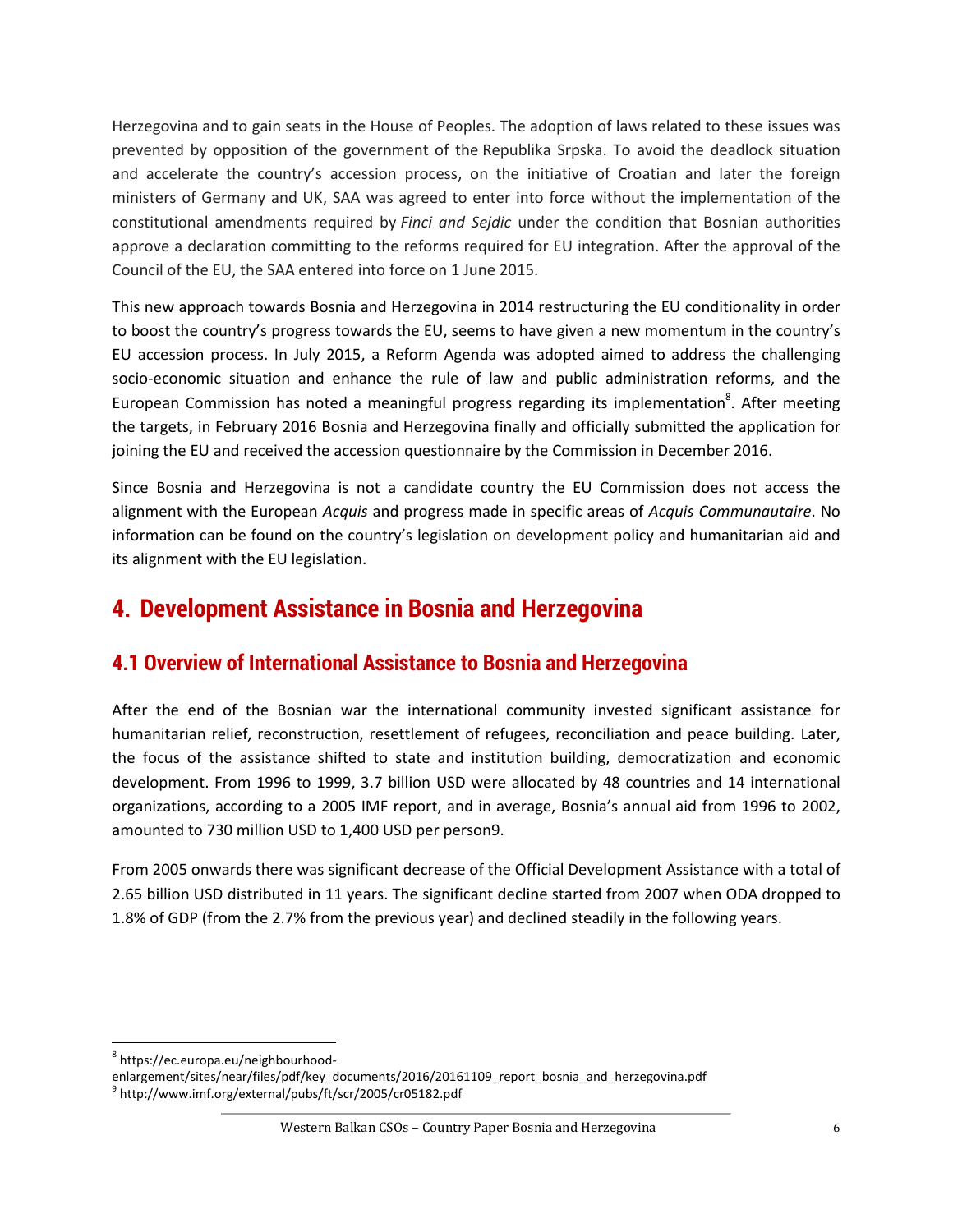Herzegovina and to gain seats in the House of Peoples. The adoption of laws related to these issues was prevented by opposition of the government of the Republika Srpska. To avoid the deadlock situation and accelerate the country's accession process, on the initiative of Croatian and later the foreign ministers of Germany and UK, SAA was agreed to enter into force without the implementation of the constitutional amendments required by *Finci and Sejdic* under the condition that Bosnian authorities approve a declaration committing to the reforms required for EU integration. After the approval of the Council of the EU, the SAA entered into force on 1 June 2015.

This new approach towards Bosnia and Herzegovina in 2014 restructuring the EU conditionality in order to boost the country's progress towards the EU, seems to have given a new momentum in the country's EU accession process. In July 2015, a Reform Agenda was adopted aimed to address the challenging socio-economic situation and enhance the rule of law and public administration reforms, and the European Commission has noted a meaningful progress regarding its implementation[8]. After meeting the targets, in February 2016 Bosnia and Herzegovina finally and officially submitted the application for joining the EU and received the accession questionnaire by the Commission in December 2016.

Since Bosnia and Herzegovina is not a candidate country the EU Commission does not access the alignment with the European *Acquis* and progress made in specific areas of *Acquis Communautaire*. No information can be found on the country's legislation on development policy and humanitarian aid and its alignment with the EU legislation.

# 4. Development Assistance in Bosnia and Herzegovina

## 4.1 Overview of International Assistance to Bosnia and Herzegovina

After the end of the Bosnian war the international community invested significant assistance for humanitarian relief, reconstruction, resettlement of refugees, reconciliation and peace building. Later, the focus of the assistance shifted to state and institution building, democratization and economic development. From 1996 to 1999, 3.7 billion USD were allocated by 48 countries and 14 international organizations, according to a 2005 IMF report, and in average, Bosnia's annual aid from 1996 to 2002, amounted to 730 million USD to 1,400 USD per person9.

From 2005 onwards there was significant decrease of the Official Development Assistance with a total of 2.65 billion USD distributed in 11 years. The significant decline started from 2007 when ODA dropped to 1.8% of GDP (from the 2.7% from the previous year) and declined steadily in the following years.

---

[8] https://ec.europa.eu/neighbourhood-enlargement/sites/near/files/pdf/key_documents/2016/20161109_report_bosnia_and_herzegovina.pdf

[9] http://www.imf.org/external/pubs/ft/scr/2005/cr05182.pdf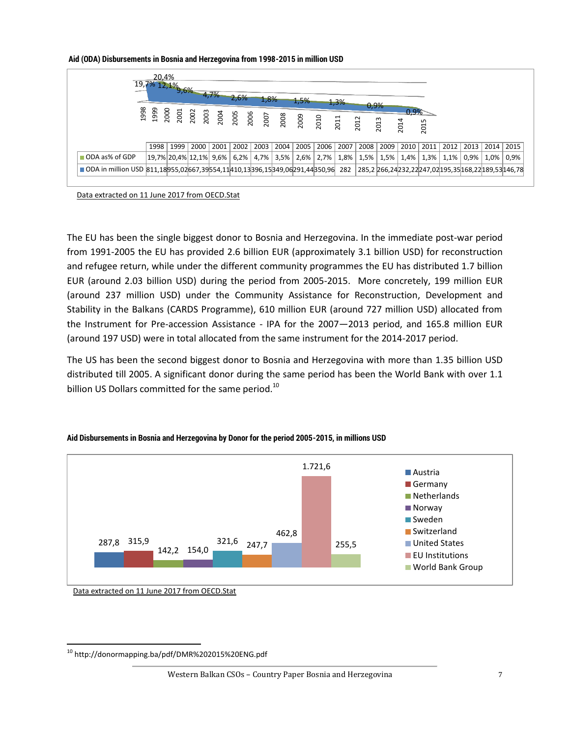**Aid (ODA) Disbursements in Bosnia and Herzegovina from 1998-2015 in million USD**

| | 1998 | 1999 | 2000 | 2001 | 2002 | 2003 | 2004 | 2005 | 2006 | 2007 | 2008 | 2009 | 2010 | 2011 | 2012 | 2013 | 2014 | 2015 |
|---|---|---|---|---|---|---|---|---|---|---|---|---|---|---|---|---|---|---|
| ODA as% of GDP | 19,7% | 20,4% | 12,1% | 9,6% | 6,2% | 4,7% | 3,5% | 2,6% | 2,7% | 1,8% | 1,5% | 1,5% | 1,4% | 1,3% | 1,1% | 0,9% | 1,0% | 0,9% |
| ODA in million USD | 811,18 | 955,02 | 667,39 | 554,11 | 410,13 | 396,15 | 349,06 | 291,44 | 350,96 | 282 | 285,2 | 266,24 | 232,22 | 247,02 | 195,35 | 168,22 | 189,53 | 146,78 |

Data extracted on 11 June 2017 from OECD.Stat

The EU has been the single biggest donor to Bosnia and Herzegovina. In the immediate post-war period from 1991-2005 the EU has provided 2.6 billion EUR (approximately 3.1 billion USD) for reconstruction and refugee return, while under the different community programmes the EU has distributed 1.7 billion EUR (around 2.03 billion USD) during the period from 2005-2015. More concretely, 199 million EUR (around 237 million USD) under the Community Assistance for Reconstruction, Development and Stability in the Balkans (CARDS Programme), 610 million EUR (around 727 million USD) allocated from the Instrument for Pre-accession Assistance - IPA for the 2007—2013 period, and 165.8 million EUR (around 197 USD) were in total allocated from the same instrument for the 2014-2017 period.

The US has been the second biggest donor to Bosnia and Herzegovina with more than 1.35 billion USD distributed till 2005. A significant donor during the same period has been the World Bank with over 1.1 billion US Dollars committed for the same period.[10]

**Aid Disbursements in Bosnia and Herzegovina by Donor for the period 2005-2015, in millions USD**

| Donor | Amount (million USD) |
|---|---|
| Austria | 287,8 |
| Germany | 315,9 |
| Netherlands | 142,2 |
| Norway | 154,0 |
| Sweden | 321,6 |
| Switzerland | 247,7 |
| United States | 462,8 |
| EU Institutions | 1.721,6 |
| World Bank Group | 255,5 |

Data extracted on 11 June 2017 from OECD.Stat

[10] http://donormapping.ba/pdf/DMR%202015%20ENG.pdf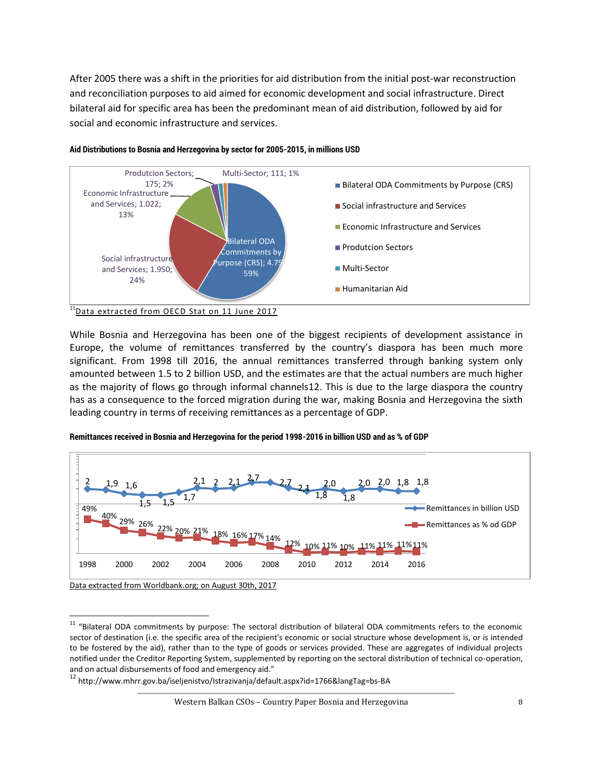After 2005 there was a shift in the priorities for aid distribution from the initial post-war reconstruction and reconciliation purposes to aid aimed for economic development and social infrastructure. Direct bilateral aid for specific area has been the predominant mean of aid distribution, followed by aid for social and economic infrastructure and services.

**Aid Distributions to Bosnia and Herzegovina by sector for 2005-2015, in millions USD**

| Sector | Value | Share |
| --- | --- | --- |
| Bilateral ODA Commitments by Purpose (CRS) | 4.75 | 59% |
| Social infrastructure and Services | 1.950 | 24% |
| Economic Infrastructure and Services | 1.022 | 13% |
| Produtcion Sectors | 175 | 2% |
| Multi-Sector | 111 | 1% |
| Humanitarian Aid | | |

[11] Data extracted from OECD Stat on 11 June 2017

While Bosnia and Herzegovina has been one of the biggest recipients of development assistance in Europe, the volume of remittances transferred by the country's diaspora has been much more significant. From 1998 till 2016, the annual remittances transferred through banking system only amounted between 1.5 to 2 billion USD, and the estimates are that the actual numbers are much higher as the majority of flows go through informal channels12. This is due to the large diaspora the country has as a consequence to the forced migration during the war, making Bosnia and Herzegovina the sixth leading country in terms of receiving remittances as a percentage of GDP.

**Remittances received in Bosnia and Herzegovina for the period 1998-2016 in billion USD and as % of GDP**

| Year | Remittances in billion USD | Remittances as % od GDP |
| --- | --- | --- |
| 1998 | 2 | 49% |
| 1999 | 1,9 | 40% |
| 2000 | 1,6 | 29% |
| 2001 | 1,5 | 26% |
| 2002 | 1,5 | 22% |
| 2003 | 1,7 | 20% |
| 2004 | 2,1 | 21% |
| 2005 | 2 | 18% |
| 2006 | 2,1 | 16% |
| 2007 | 2,7 | 17% |
| 2008 | 2,7 | 14% |
| 2009 | 2,1 | 12% |
| 2010 | 1,8 | 10% |
| 2011 | 2,0 | 11% |
| 2012 | 1,8 | 10% |
| 2013 | 2,0 | 11% |
| 2014 | 2,0 | 11% |
| 2015 | 1,8 | 11% |
| 2016 | 1,8 | 11% |

Data extracted from Worldbank.org; on August 30th, 2017

---

[11] "Bilateral ODA commitments by purpose: The sectoral distribution of bilateral ODA commitments refers to the economic sector of destination (i.e. the specific area of the recipient's economic or social structure whose development is, or is intended to be fostered by the aid), rather than to the type of goods or services provided. These are aggregates of individual projects notified under the Creditor Reporting System, supplemented by reporting on the sectoral distribution of technical co-operation, and on actual disbursements of food and emergency aid."

[12] http://www.mhrr.gov.ba/iseljenistvo/Istrazivanja/default.aspx?id=1766&langTag=bs-BA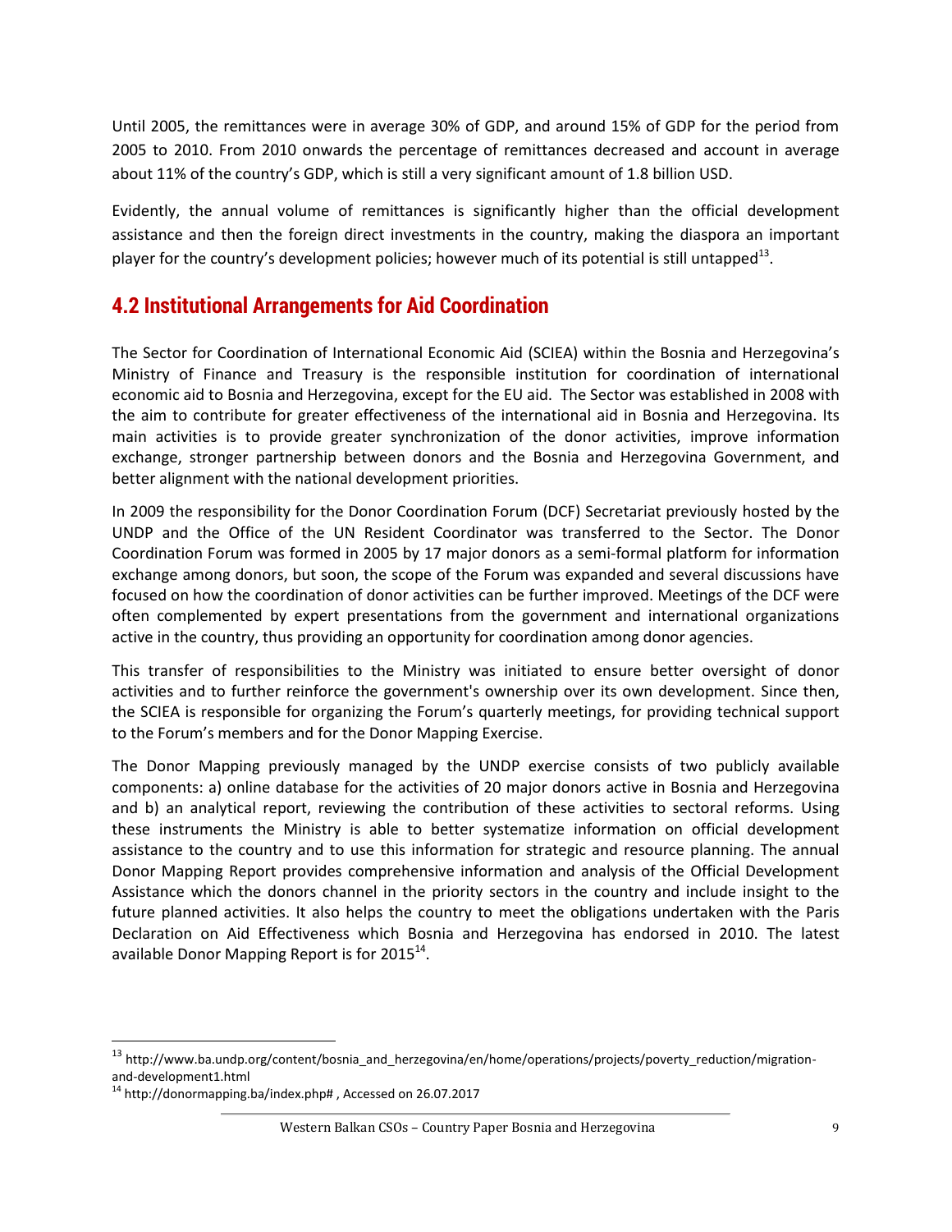Until 2005, the remittances were in average 30% of GDP, and around 15% of GDP for the period from 2005 to 2010. From 2010 onwards the percentage of remittances decreased and account in average about 11% of the country's GDP, which is still a very significant amount of 1.8 billion USD.

Evidently, the annual volume of remittances is significantly higher than the official development assistance and then the foreign direct investments in the country, making the diaspora an important player for the country's development policies; however much of its potential is still untapped[13].

## 4.2 Institutional Arrangements for Aid Coordination

The Sector for Coordination of International Economic Aid (SCIEA) within the Bosnia and Herzegovina's Ministry of Finance and Treasury is the responsible institution for coordination of international economic aid to Bosnia and Herzegovina, except for the EU aid. The Sector was established in 2008 with the aim to contribute for greater effectiveness of the international aid in Bosnia and Herzegovina. Its main activities is to provide greater synchronization of the donor activities, improve information exchange, stronger partnership between donors and the Bosnia and Herzegovina Government, and better alignment with the national development priorities.

In 2009 the responsibility for the Donor Coordination Forum (DCF) Secretariat previously hosted by the UNDP and the Office of the UN Resident Coordinator was transferred to the Sector. The Donor Coordination Forum was formed in 2005 by 17 major donors as a semi-formal platform for information exchange among donors, but soon, the scope of the Forum was expanded and several discussions have focused on how the coordination of donor activities can be further improved. Meetings of the DCF were often complemented by expert presentations from the government and international organizations active in the country, thus providing an opportunity for coordination among donor agencies.

This transfer of responsibilities to the Ministry was initiated to ensure better oversight of donor activities and to further reinforce the government's ownership over its own development. Since then, the SCIEA is responsible for organizing the Forum's quarterly meetings, for providing technical support to the Forum's members and for the Donor Mapping Exercise.

The Donor Mapping previously managed by the UNDP exercise consists of two publicly available components: a) online database for the activities of 20 major donors active in Bosnia and Herzegovina and b) an analytical report, reviewing the contribution of these activities to sectoral reforms. Using these instruments the Ministry is able to better systematize information on official development assistance to the country and to use this information for strategic and resource planning. The annual Donor Mapping Report provides comprehensive information and analysis of the Official Development Assistance which the donors channel in the priority sectors in the country and include insight to the future planned activities. It also helps the country to meet the obligations undertaken with the Paris Declaration on Aid Effectiveness which Bosnia and Herzegovina has endorsed in 2010. The latest available Donor Mapping Report is for 2015[14].

---

[13] http://www.ba.undp.org/content/bosnia_and_herzegovina/en/home/operations/projects/poverty_reduction/migration-and-development1.html

[14] http://donormapping.ba/index.php# , Accessed on 26.07.2017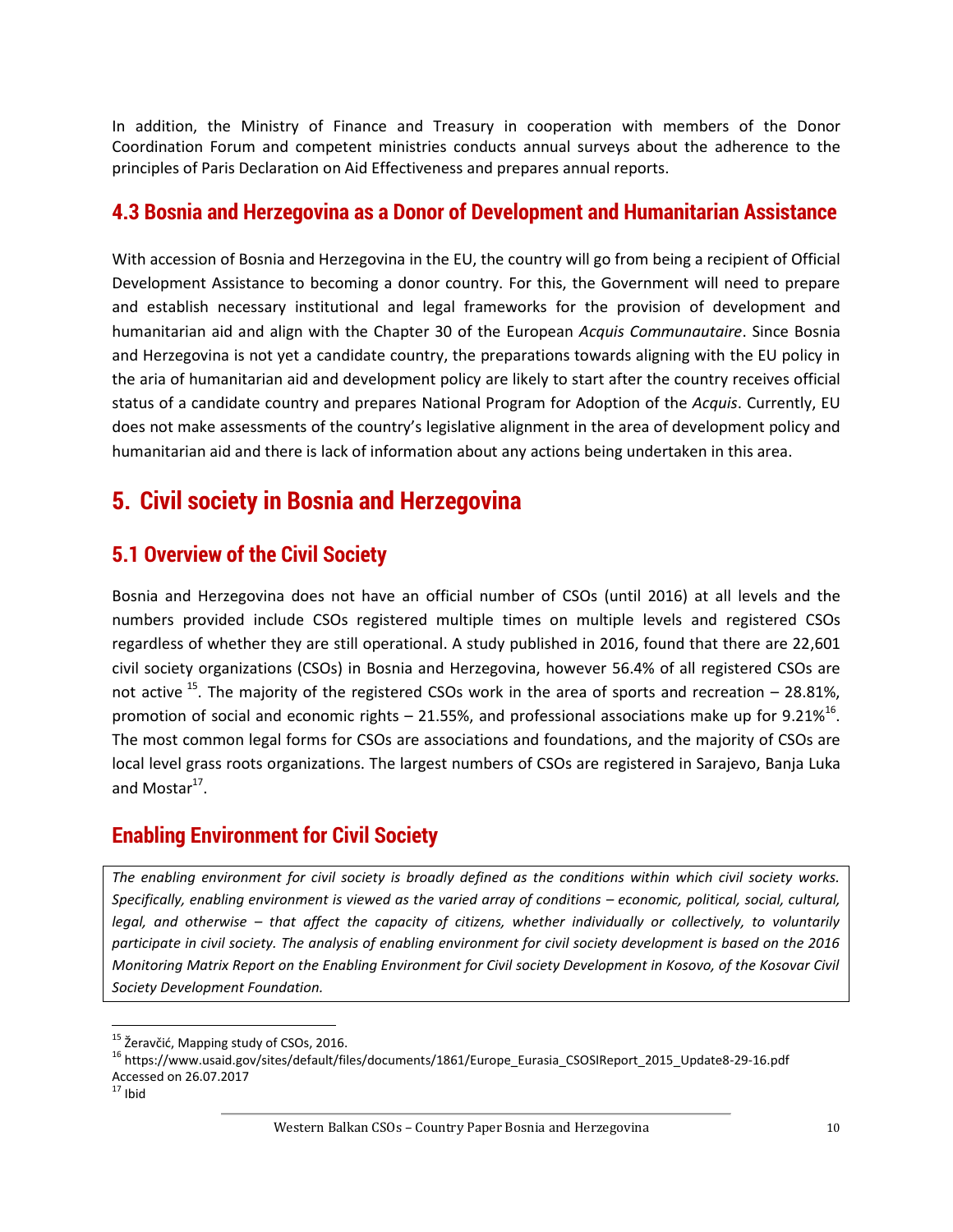In addition, the Ministry of Finance and Treasury in cooperation with members of the Donor Coordination Forum and competent ministries conducts annual surveys about the adherence to the principles of Paris Declaration on Aid Effectiveness and prepares annual reports.

### 4.3 Bosnia and Herzegovina as a Donor of Development and Humanitarian Assistance

With accession of Bosnia and Herzegovina in the EU, the country will go from being a recipient of Official Development Assistance to becoming a donor country. For this, the Government will need to prepare and establish necessary institutional and legal frameworks for the provision of development and humanitarian aid and align with the Chapter 30 of the European *Acquis Communautaire*. Since Bosnia and Herzegovina is not yet a candidate country, the preparations towards aligning with the EU policy in the aria of humanitarian aid and development policy are likely to start after the country receives official status of a candidate country and prepares National Program for Adoption of the *Acquis*. Currently, EU does not make assessments of the country's legislative alignment in the area of development policy and humanitarian aid and there is lack of information about any actions being undertaken in this area.

## 5. Civil society in Bosnia and Herzegovina

### 5.1 Overview of the Civil Society

Bosnia and Herzegovina does not have an official number of CSOs (until 2016) at all levels and the numbers provided include CSOs registered multiple times on multiple levels and registered CSOs regardless of whether they are still operational. A study published in 2016, found that there are 22,601 civil society organizations (CSOs) in Bosnia and Herzegovina, however 56.4% of all registered CSOs are not active [15]. The majority of the registered CSOs work in the area of sports and recreation – 28.81%, promotion of social and economic rights – 21.55%, and professional associations make up for 9.21%[16]. The most common legal forms for CSOs are associations and foundations, and the majority of CSOs are local level grass roots organizations. The largest numbers of CSOs are registered in Sarajevo, Banja Luka and Mostar[17].

### Enabling Environment for Civil Society

*The enabling environment for civil society is broadly defined as the conditions within which civil society works. Specifically, enabling environment is viewed as the varied array of conditions – economic, political, social, cultural, legal, and otherwise – that affect the capacity of citizens, whether individually or collectively, to voluntarily participate in civil society. The analysis of enabling environment for civil society development is based on the 2016 Monitoring Matrix Report on the Enabling Environment for Civil society Development in Kosovo, of the Kosovar Civil Society Development Foundation.*

---

[15] Žeravčić, Mapping study of CSOs, 2016.

[16] https://www.usaid.gov/sites/default/files/documents/1861/Europe_Eurasia_CSOSIReport_2015_Update8-29-16.pdf Accessed on 26.07.2017

[17] Ibid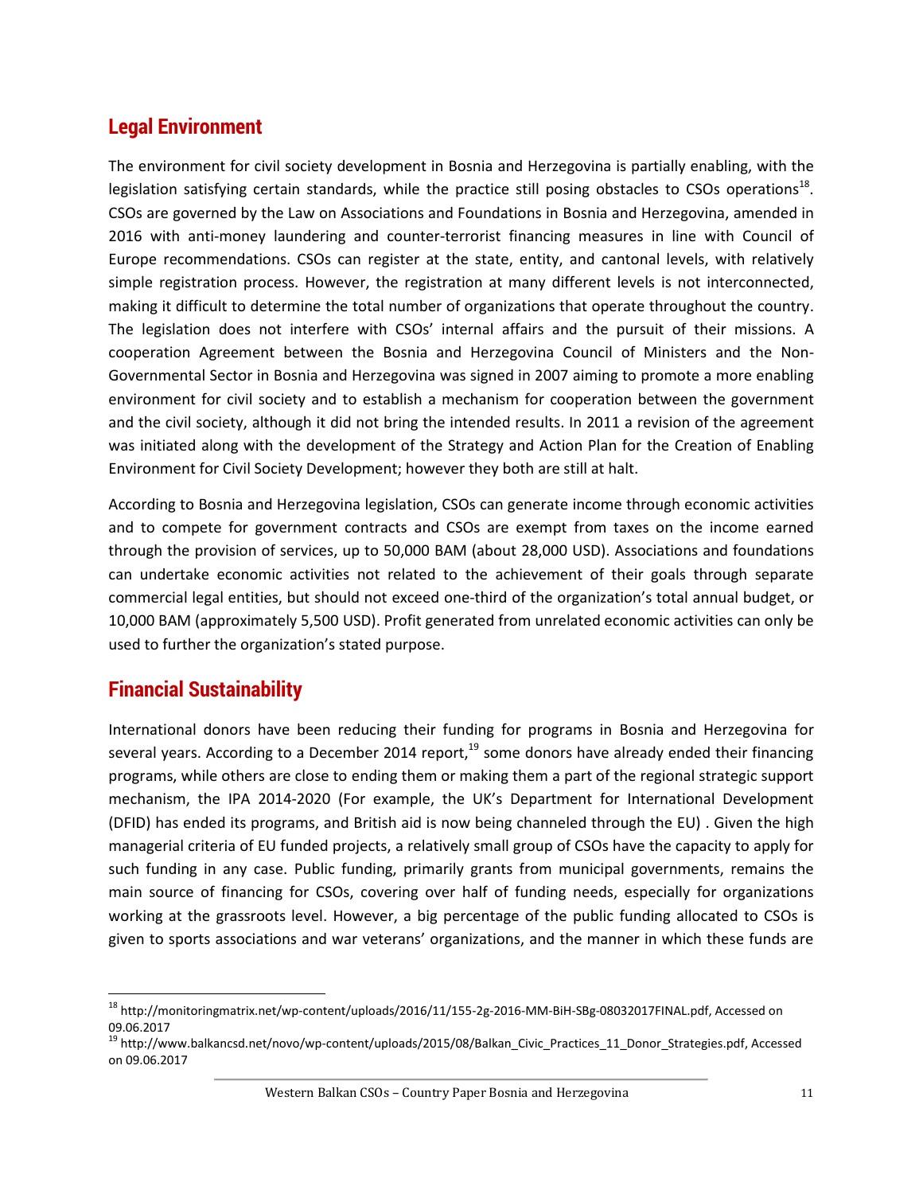## Legal Environment

The environment for civil society development in Bosnia and Herzegovina is partially enabling, with the legislation satisfying certain standards, while the practice still posing obstacles to CSOs operations[18]. CSOs are governed by the Law on Associations and Foundations in Bosnia and Herzegovina, amended in 2016 with anti-money laundering and counter-terrorist financing measures in line with Council of Europe recommendations. CSOs can register at the state, entity, and cantonal levels, with relatively simple registration process. However, the registration at many different levels is not interconnected, making it difficult to determine the total number of organizations that operate throughout the country. The legislation does not interfere with CSOs' internal affairs and the pursuit of their missions. A cooperation Agreement between the Bosnia and Herzegovina Council of Ministers and the Non-Governmental Sector in Bosnia and Herzegovina was signed in 2007 aiming to promote a more enabling environment for civil society and to establish a mechanism for cooperation between the government and the civil society, although it did not bring the intended results. In 2011 a revision of the agreement was initiated along with the development of the Strategy and Action Plan for the Creation of Enabling Environment for Civil Society Development; however they both are still at halt.

According to Bosnia and Herzegovina legislation, CSOs can generate income through economic activities and to compete for government contracts and CSOs are exempt from taxes on the income earned through the provision of services, up to 50,000 BAM (about 28,000 USD). Associations and foundations can undertake economic activities not related to the achievement of their goals through separate commercial legal entities, but should not exceed one-third of the organization's total annual budget, or 10,000 BAM (approximately 5,500 USD). Profit generated from unrelated economic activities can only be used to further the organization's stated purpose.

## Financial Sustainability

International donors have been reducing their funding for programs in Bosnia and Herzegovina for several years. According to a December 2014 report,[19] some donors have already ended their financing programs, while others are close to ending them or making them a part of the regional strategic support mechanism, the IPA 2014-2020 (For example, the UK's Department for International Development (DFID) has ended its programs, and British aid is now being channeled through the EU) . Given the high managerial criteria of EU funded projects, a relatively small group of CSOs have the capacity to apply for such funding in any case. Public funding, primarily grants from municipal governments, remains the main source of financing for CSOs, covering over half of funding needs, especially for organizations working at the grassroots level. However, a big percentage of the public funding allocated to CSOs is given to sports associations and war veterans' organizations, and the manner in which these funds are

---

[18] http://monitoringmatrix.net/wp-content/uploads/2016/11/155-2g-2016-MM-BiH-SBg-08032017FINAL.pdf, Accessed on 09.06.2017

[19] http://www.balkancsd.net/novo/wp-content/uploads/2015/08/Balkan_Civic_Practices_11_Donor_Strategies.pdf, Accessed on 09.06.2017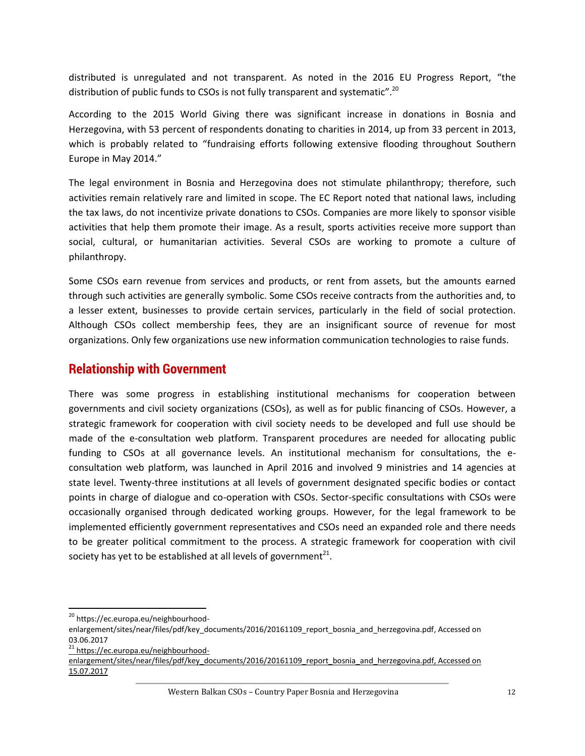distributed is unregulated and not transparent. As noted in the 2016 EU Progress Report, "the distribution of public funds to CSOs is not fully transparent and systematic".[20]

According to the 2015 World Giving there was significant increase in donations in Bosnia and Herzegovina, with 53 percent of respondents donating to charities in 2014, up from 33 percent in 2013, which is probably related to "fundraising efforts following extensive flooding throughout Southern Europe in May 2014."

The legal environment in Bosnia and Herzegovina does not stimulate philanthropy; therefore, such activities remain relatively rare and limited in scope. The EC Report noted that national laws, including the tax laws, do not incentivize private donations to CSOs. Companies are more likely to sponsor visible activities that help them promote their image. As a result, sports activities receive more support than social, cultural, or humanitarian activities. Several CSOs are working to promote a culture of philanthropy.

Some CSOs earn revenue from services and products, or rent from assets, but the amounts earned through such activities are generally symbolic. Some CSOs receive contracts from the authorities and, to a lesser extent, businesses to provide certain services, particularly in the field of social protection. Although CSOs collect membership fees, they are an insignificant source of revenue for most organizations. Only few organizations use new information communication technologies to raise funds.

## Relationship with Government

There was some progress in establishing institutional mechanisms for cooperation between governments and civil society organizations (CSOs), as well as for public financing of CSOs. However, a strategic framework for cooperation with civil society needs to be developed and full use should be made of the e-consultation web platform. Transparent procedures are needed for allocating public funding to CSOs at all governance levels. An institutional mechanism for consultations, the e-consultation web platform, was launched in April 2016 and involved 9 ministries and 14 agencies at state level. Twenty-three institutions at all levels of government designated specific bodies or contact points in charge of dialogue and co-operation with CSOs. Sector-specific consultations with CSOs were occasionally organised through dedicated working groups. However, for the legal framework to be implemented efficiently government representatives and CSOs need an expanded role and there needs to be greater political commitment to the process. A strategic framework for cooperation with civil society has yet to be established at all levels of government[21].

---

[20] https://ec.europa.eu/neighbourhood-enlargement/sites/near/files/pdf/key_documents/2016/20161109_report_bosnia_and_herzegovina.pdf, Accessed on 03.06.2017

[21] https://ec.europa.eu/neighbourhood-enlargement/sites/near/files/pdf/key_documents/2016/20161109_report_bosnia_and_herzegovina.pdf, Accessed on 15.07.2017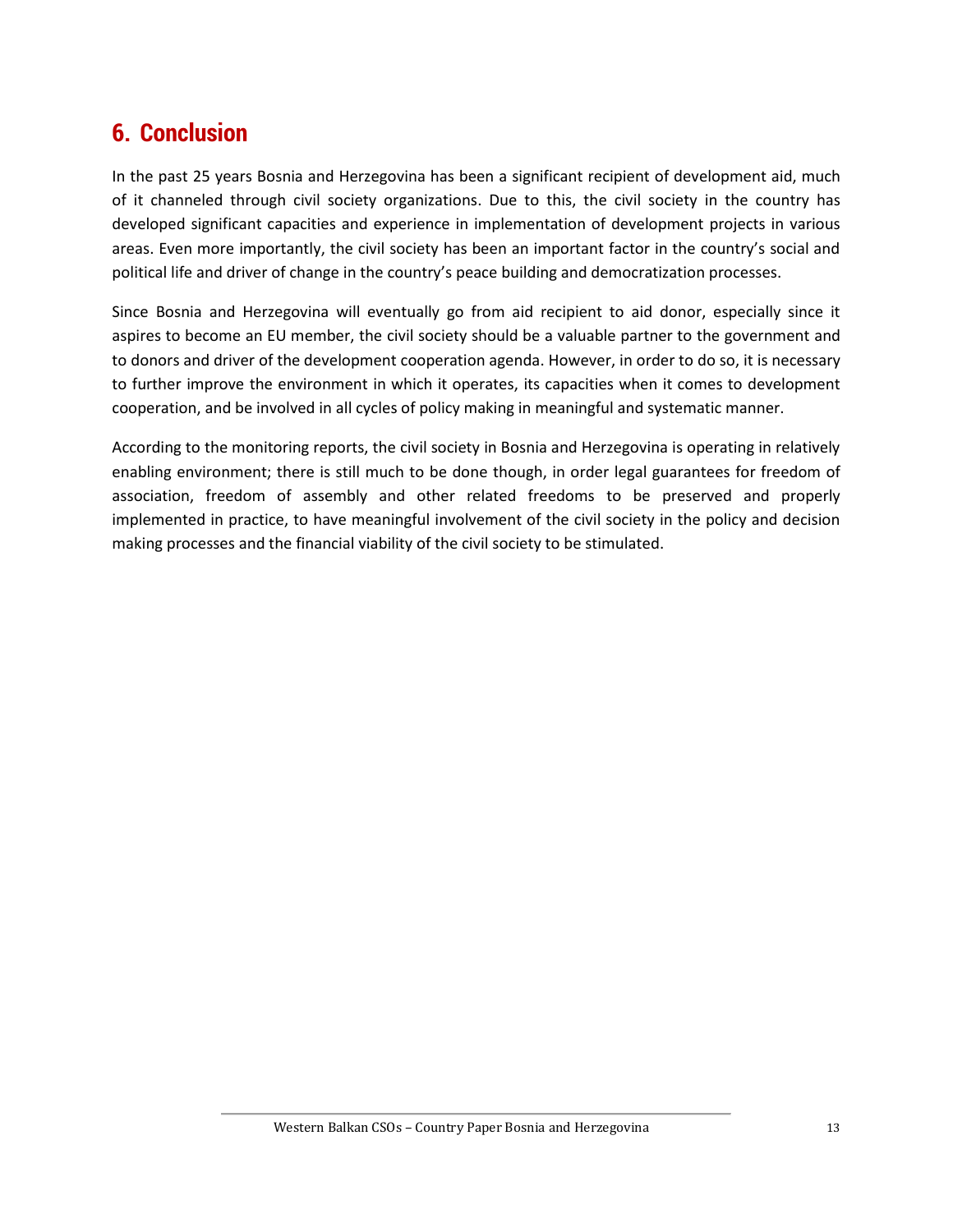## 6. Conclusion

In the past 25 years Bosnia and Herzegovina has been a significant recipient of development aid, much of it channeled through civil society organizations. Due to this, the civil society in the country has developed significant capacities and experience in implementation of development projects in various areas. Even more importantly, the civil society has been an important factor in the country's social and political life and driver of change in the country's peace building and democratization processes.

Since Bosnia and Herzegovina will eventually go from aid recipient to aid donor, especially since it aspires to become an EU member, the civil society should be a valuable partner to the government and to donors and driver of the development cooperation agenda. However, in order to do so, it is necessary to further improve the environment in which it operates, its capacities when it comes to development cooperation, and be involved in all cycles of policy making in meaningful and systematic manner.

According to the monitoring reports, the civil society in Bosnia and Herzegovina is operating in relatively enabling environment; there is still much to be done though, in order legal guarantees for freedom of association, freedom of assembly and other related freedoms to be preserved and properly implemented in practice, to have meaningful involvement of the civil society in the policy and decision making processes and the financial viability of the civil society to be stimulated.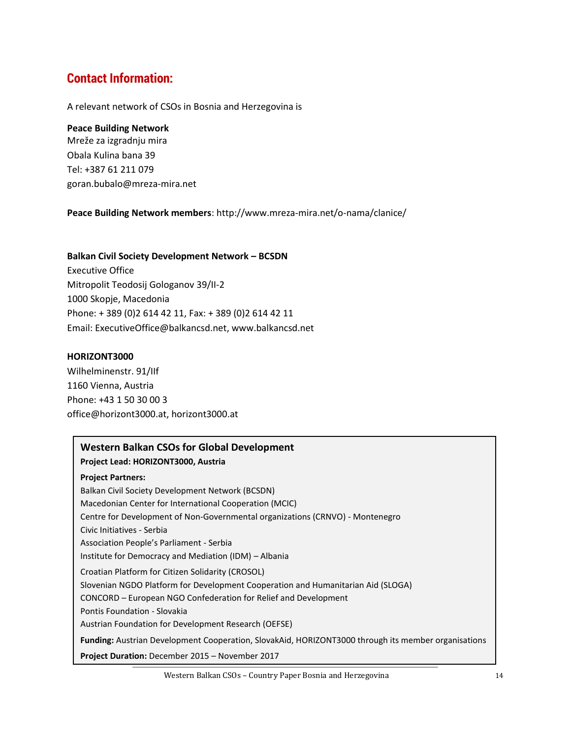## Contact Information:

A relevant network of CSOs in Bosnia and Herzegovina is

**Peace Building Network**
Mreže za izgradnju mira
Obala Kulina bana 39
Tel: +387 61 211 079
goran.bubalo@mreza-mira.net

**Peace Building Network members**: http://www.mreza-mira.net/o-nama/clanice/

**Balkan Civil Society Development Network – BCSDN**
Executive Office
Mitropolit Teodosij Gologanov 39/II-2
1000 Skopje, Macedonia
Phone: + 389 (0)2 614 42 11, Fax: + 389 (0)2 614 42 11
Email: ExecutiveOffice@balkancsd.net, www.balkancsd.net

**HORIZONT3000**
Wilhelminenstr. 91/IIf
1160 Vienna, Austria
Phone: +43 1 50 30 00 3
office@horizont3000.at, horizont3000.at

### Western Balkan CSOs for Global Development

**Project Lead: HORIZONT3000, Austria**

**Project Partners:**
Balkan Civil Society Development Network (BCSDN)
Macedonian Center for International Cooperation (MCIC)
Centre for Development of Non-Governmental organizations (CRNVO) - Montenegro
Civic Initiatives - Serbia
Association People's Parliament - Serbia
Institute for Democracy and Mediation (IDM) – Albania
Croatian Platform for Citizen Solidarity (CROSOL)
Slovenian NGDO Platform for Development Cooperation and Humanitarian Aid (SLOGA)
CONCORD – European NGO Confederation for Relief and Development
Pontis Foundation - Slovakia
Austrian Foundation for Development Research (OEFSE)

**Funding:** Austrian Development Cooperation, SlovakAid, HORIZONT3000 through its member organisations

**Project Duration:** December 2015 – November 2017